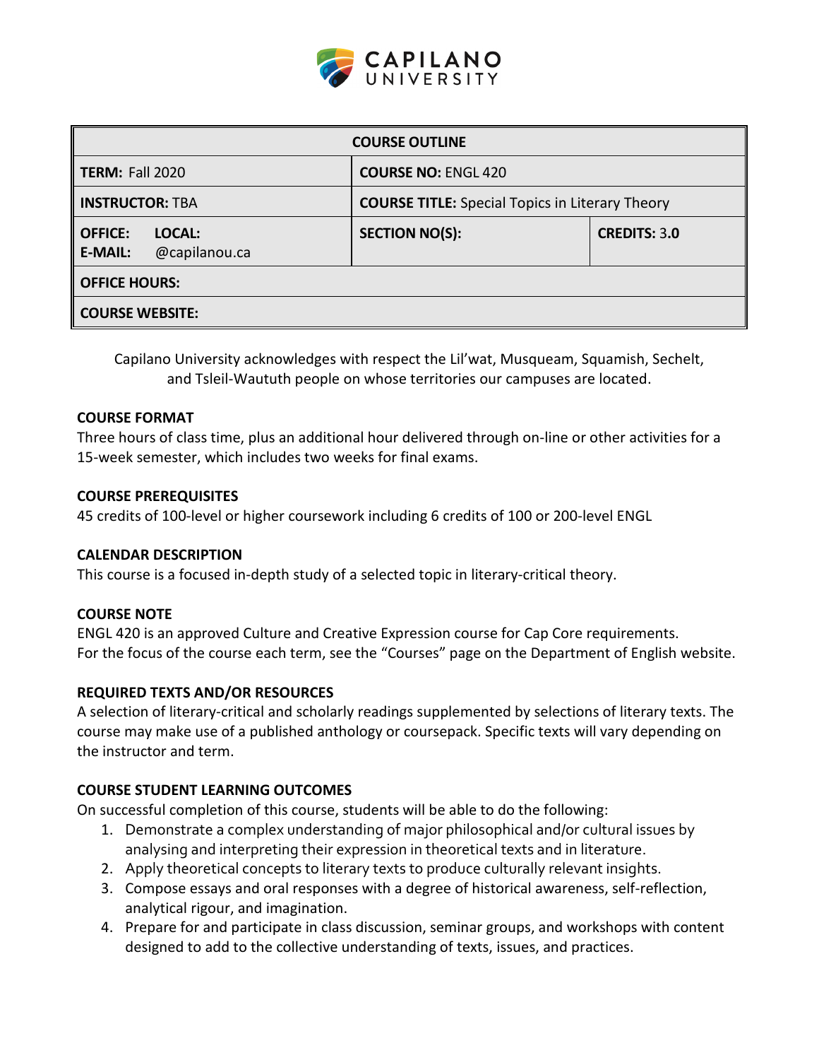CAPILANO UNIVERSITY

| COURSE OUTLINE | | |
|---|---|---|
| **TERM:** Fall 2020 | **COURSE NO:** ENGL 420 | |
| **INSTRUCTOR:** TBA | **COURSE TITLE:** Special Topics in Literary Theory | |
| **OFFICE: LOCAL:** **E-MAIL:** @capilanou.ca | **SECTION NO(S):** | **CREDITS:** 3.0 |
| **OFFICE HOURS:** | | |
| **COURSE WEBSITE:** | | |

Capilano University acknowledges with respect the Lil'wat, Musqueam, Squamish, Sechelt, and Tsleil-Waututh people on whose territories our campuses are located.

### COURSE FORMAT

Three hours of class time, plus an additional hour delivered through on-line or other activities for a 15-week semester, which includes two weeks for final exams.

### COURSE PREREQUISITES

45 credits of 100-level or higher coursework including 6 credits of 100 or 200-level ENGL

### CALENDAR DESCRIPTION

This course is a focused in-depth study of a selected topic in literary-critical theory.

### COURSE NOTE

ENGL 420 is an approved Culture and Creative Expression course for Cap Core requirements.
For the focus of the course each term, see the "Courses" page on the Department of English website.

### REQUIRED TEXTS AND/OR RESOURCES

A selection of literary-critical and scholarly readings supplemented by selections of literary texts. The course may make use of a published anthology or coursepack. Specific texts will vary depending on the instructor and term.

### COURSE STUDENT LEARNING OUTCOMES

On successful completion of this course, students will be able to do the following:

1. Demonstrate a complex understanding of major philosophical and/or cultural issues by analysing and interpreting their expression in theoretical texts and in literature.
2. Apply theoretical concepts to literary texts to produce culturally relevant insights.
3. Compose essays and oral responses with a degree of historical awareness, self-reflection, analytical rigour, and imagination.
4. Prepare for and participate in class discussion, seminar groups, and workshops with content designed to add to the collective understanding of texts, issues, and practices.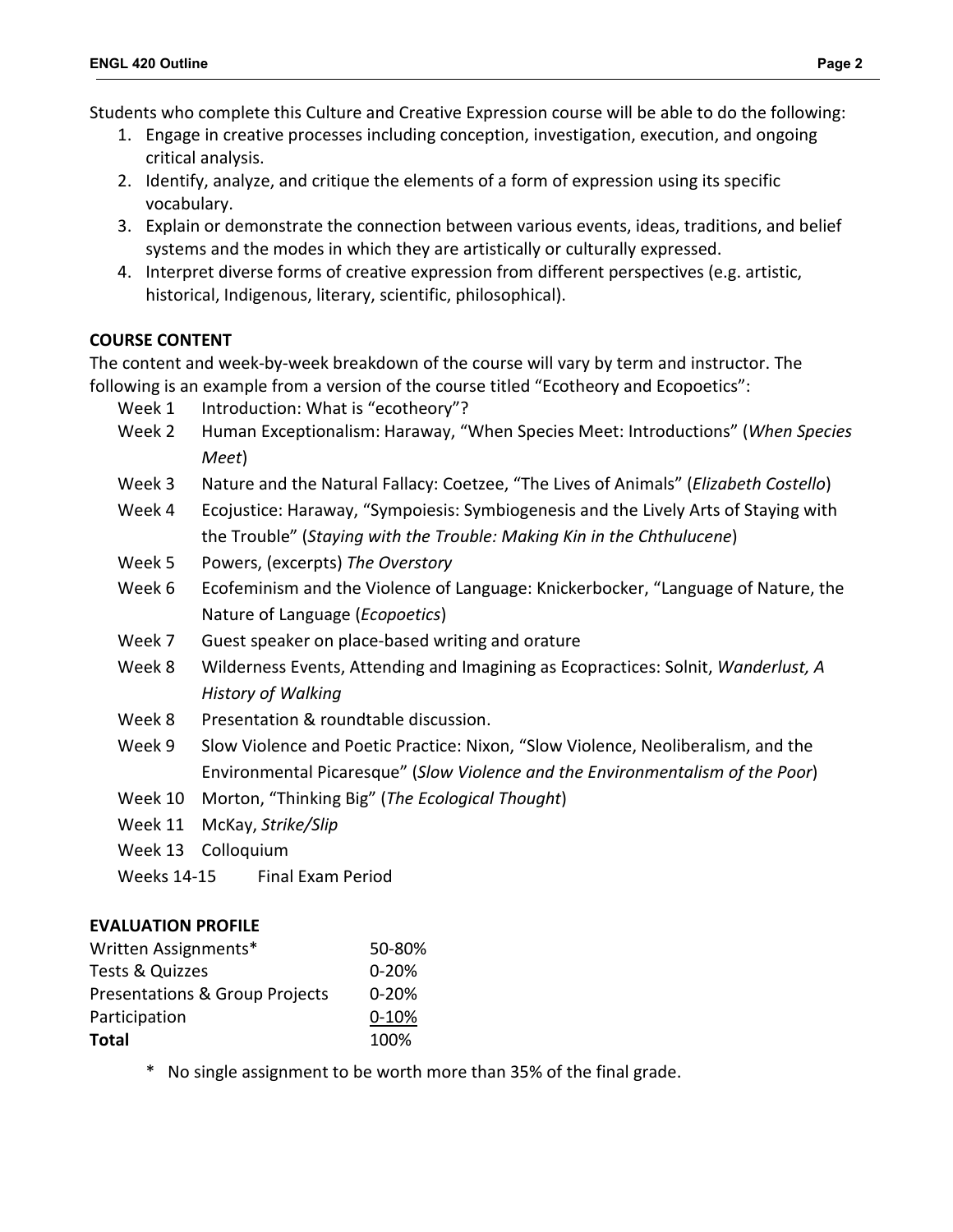Students who complete this Culture and Creative Expression course will be able to do the following:

1. Engage in creative processes including conception, investigation, execution, and ongoing critical analysis.
2. Identify, analyze, and critique the elements of a form of expression using its specific vocabulary.
3. Explain or demonstrate the connection between various events, ideas, traditions, and belief systems and the modes in which they are artistically or culturally expressed.
4. Interpret diverse forms of creative expression from different perspectives (e.g. artistic, historical, Indigenous, literary, scientific, philosophical).

## COURSE CONTENT

The content and week-by-week breakdown of the course will vary by term and instructor. The following is an example from a version of the course titled "Ecotheory and Ecopoetics":

| | |
|---|---|
| Week 1 | Introduction: What is "ecotheory"? |
| Week 2 | Human Exceptionalism: Haraway, "When Species Meet: Introductions" (*When Species Meet*) |
| Week 3 | Nature and the Natural Fallacy: Coetzee, "The Lives of Animals" (*Elizabeth Costello*) |
| Week 4 | Ecojustice: Haraway, "Sympoiesis: Symbiogenesis and the Lively Arts of Staying with the Trouble" (*Staying with the Trouble: Making Kin in the Chthulucene*) |
| Week 5 | Powers, (excerpts) *The Overstory* |
| Week 6 | Ecofeminism and the Violence of Language: Knickerbocker, "Language of Nature, the Nature of Language (*Ecopoetics*) |
| Week 7 | Guest speaker on place-based writing and orature |
| Week 8 | Wilderness Events, Attending and Imagining as Ecopractices: Solnit, *Wanderlust, A History of Walking* |
| Week 8 | Presentation & roundtable discussion. |
| Week 9 | Slow Violence and Poetic Practice: Nixon, "Slow Violence, Neoliberalism, and the Environmental Picaresque" (*Slow Violence and the Environmentalism of the Poor*) |
| Week 10 | Morton, "Thinking Big" (*The Ecological Thought*) |
| Week 11 | McKay, *Strike/Slip* |
| Week 13 | Colloquium |
| Weeks 14-15 | Final Exam Period |

## EVALUATION PROFILE

| | |
|---|---|
| Written Assignments* | 50-80% |
| Tests & Quizzes | 0-20% |
| Presentations & Group Projects | 0-20% |
| Participation | 0-10% |
| **Total** | 100% |

\* No single assignment to be worth more than 35% of the final grade.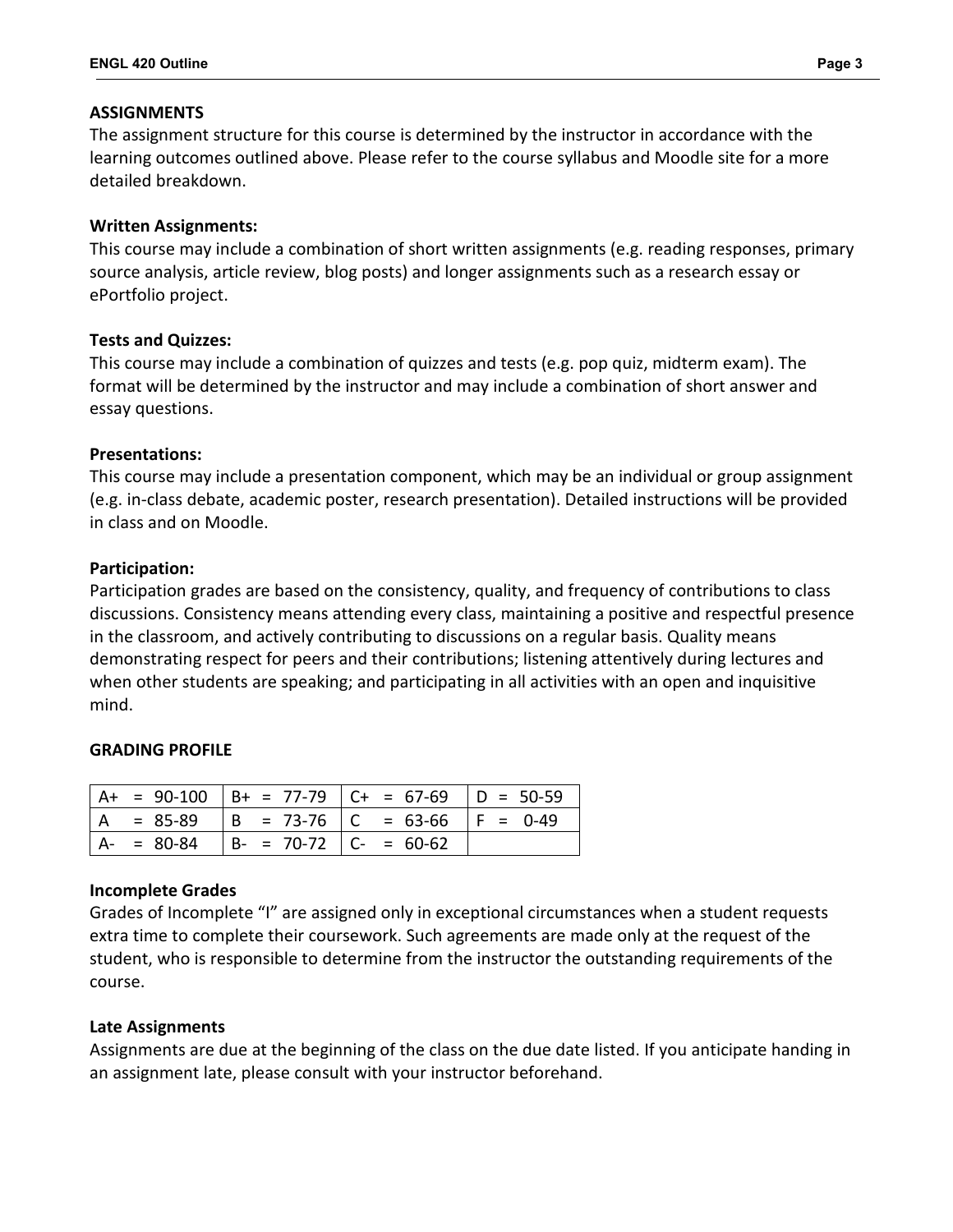## ASSIGNMENTS

The assignment structure for this course is determined by the instructor in accordance with the learning outcomes outlined above. Please refer to the course syllabus and Moodle site for a more detailed breakdown.

### Written Assignments:

This course may include a combination of short written assignments (e.g. reading responses, primary source analysis, article review, blog posts) and longer assignments such as a research essay or ePortfolio project.

### Tests and Quizzes:

This course may include a combination of quizzes and tests (e.g. pop quiz, midterm exam). The format will be determined by the instructor and may include a combination of short answer and essay questions.

### Presentations:

This course may include a presentation component, which may be an individual or group assignment (e.g. in-class debate, academic poster, research presentation). Detailed instructions will be provided in class and on Moodle.

### Participation:

Participation grades are based on the consistency, quality, and frequency of contributions to class discussions. Consistency means attending every class, maintaining a positive and respectful presence in the classroom, and actively contributing to discussions on a regular basis. Quality means demonstrating respect for peers and their contributions; listening attentively during lectures and when other students are speaking; and participating in all activities with an open and inquisitive mind.

## GRADING PROFILE

| | | | |
|---|---|---|---|
| A+ = 90-100 | B+ = 77-79 | C+ = 67-69 | D = 50-59 |
| A = 85-89 | B = 73-76 | C = 63-66 | F = 0-49 |
| A- = 80-84 | B- = 70-72 | C- = 60-62 | |

### Incomplete Grades

Grades of Incomplete "I" are assigned only in exceptional circumstances when a student requests extra time to complete their coursework. Such agreements are made only at the request of the student, who is responsible to determine from the instructor the outstanding requirements of the course.

### Late Assignments

Assignments are due at the beginning of the class on the due date listed. If you anticipate handing in an assignment late, please consult with your instructor beforehand.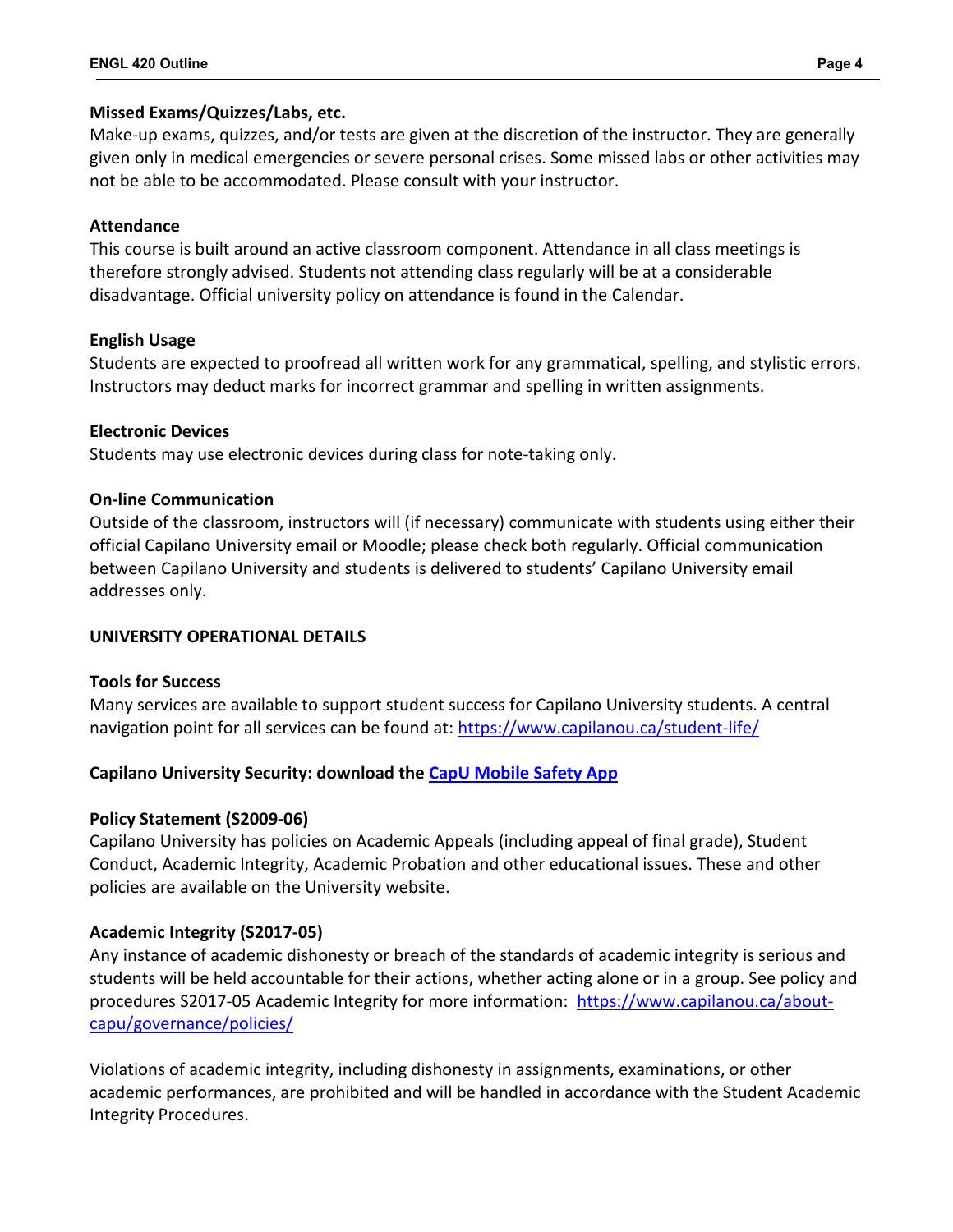**Missed Exams/Quizzes/Labs, etc.**
Make-up exams, quizzes, and/or tests are given at the discretion of the instructor. They are generally given only in medical emergencies or severe personal crises. Some missed labs or other activities may not be able to be accommodated. Please consult with your instructor.

**Attendance**
This course is built around an active classroom component. Attendance in all class meetings is therefore strongly advised. Students not attending class regularly will be at a considerable disadvantage. Official university policy on attendance is found in the Calendar.

**English Usage**
Students are expected to proofread all written work for any grammatical, spelling, and stylistic errors. Instructors may deduct marks for incorrect grammar and spelling in written assignments.

**Electronic Devices**
Students may use electronic devices during class for note-taking only.

**On-line Communication**
Outside of the classroom, instructors will (if necessary) communicate with students using either their official Capilano University email or Moodle; please check both regularly. Official communication between Capilano University and students is delivered to students' Capilano University email addresses only.

**UNIVERSITY OPERATIONAL DETAILS**

**Tools for Success**
Many services are available to support student success for Capilano University students. A central navigation point for all services can be found at: [https://www.capilanou.ca/student-life/](https://www.capilanou.ca/student-life/)

**Capilano University Security: download the [CapU Mobile Safety App](#)**

**Policy Statement (S2009-06)**
Capilano University has policies on Academic Appeals (including appeal of final grade), Student Conduct, Academic Integrity, Academic Probation and other educational issues. These and other policies are available on the University website.

**Academic Integrity (S2017-05)**
Any instance of academic dishonesty or breach of the standards of academic integrity is serious and students will be held accountable for their actions, whether acting alone or in a group. See policy and procedures S2017-05 Academic Integrity for more information: [https://www.capilanou.ca/about-capu/governance/policies/](https://www.capilanou.ca/about-capu/governance/policies/)

Violations of academic integrity, including dishonesty in assignments, examinations, or other academic performances, are prohibited and will be handled in accordance with the Student Academic Integrity Procedures.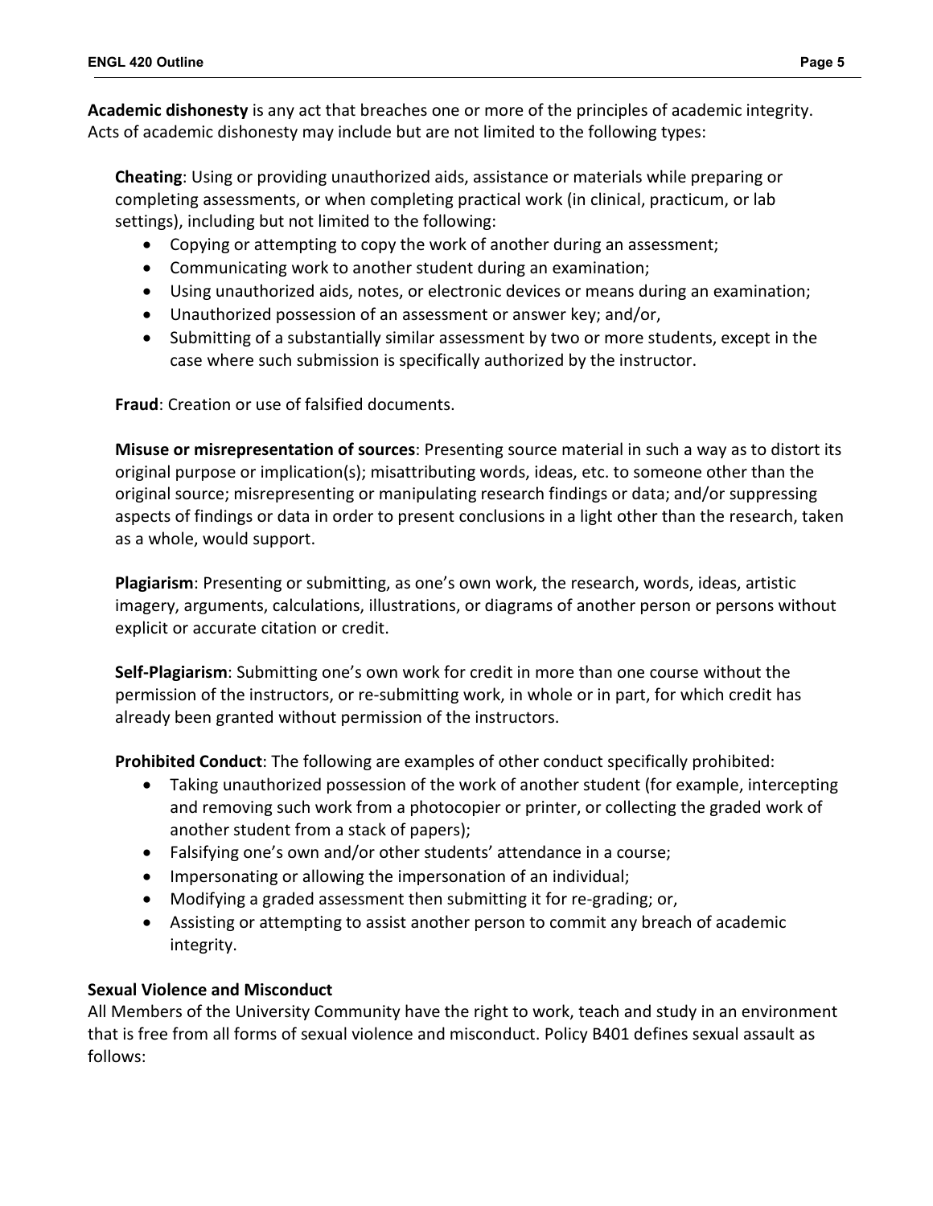**Academic dishonesty** is any act that breaches one or more of the principles of academic integrity. Acts of academic dishonesty may include but are not limited to the following types:

**Cheating**: Using or providing unauthorized aids, assistance or materials while preparing or completing assessments, or when completing practical work (in clinical, practicum, or lab settings), including but not limited to the following:

- Copying or attempting to copy the work of another during an assessment;
- Communicating work to another student during an examination;
- Using unauthorized aids, notes, or electronic devices or means during an examination;
- Unauthorized possession of an assessment or answer key; and/or,
- Submitting of a substantially similar assessment by two or more students, except in the case where such submission is specifically authorized by the instructor.

**Fraud**: Creation or use of falsified documents.

**Misuse or misrepresentation of sources**: Presenting source material in such a way as to distort its original purpose or implication(s); misattributing words, ideas, etc. to someone other than the original source; misrepresenting or manipulating research findings or data; and/or suppressing aspects of findings or data in order to present conclusions in a light other than the research, taken as a whole, would support.

**Plagiarism**: Presenting or submitting, as one's own work, the research, words, ideas, artistic imagery, arguments, calculations, illustrations, or diagrams of another person or persons without explicit or accurate citation or credit.

**Self-Plagiarism**: Submitting one's own work for credit in more than one course without the permission of the instructors, or re-submitting work, in whole or in part, for which credit has already been granted without permission of the instructors.

**Prohibited Conduct**: The following are examples of other conduct specifically prohibited:

- Taking unauthorized possession of the work of another student (for example, intercepting and removing such work from a photocopier or printer, or collecting the graded work of another student from a stack of papers);
- Falsifying one's own and/or other students' attendance in a course;
- Impersonating or allowing the impersonation of an individual;
- Modifying a graded assessment then submitting it for re-grading; or,
- Assisting or attempting to assist another person to commit any breach of academic integrity.

**Sexual Violence and Misconduct**

All Members of the University Community have the right to work, teach and study in an environment that is free from all forms of sexual violence and misconduct. Policy B401 defines sexual assault as follows: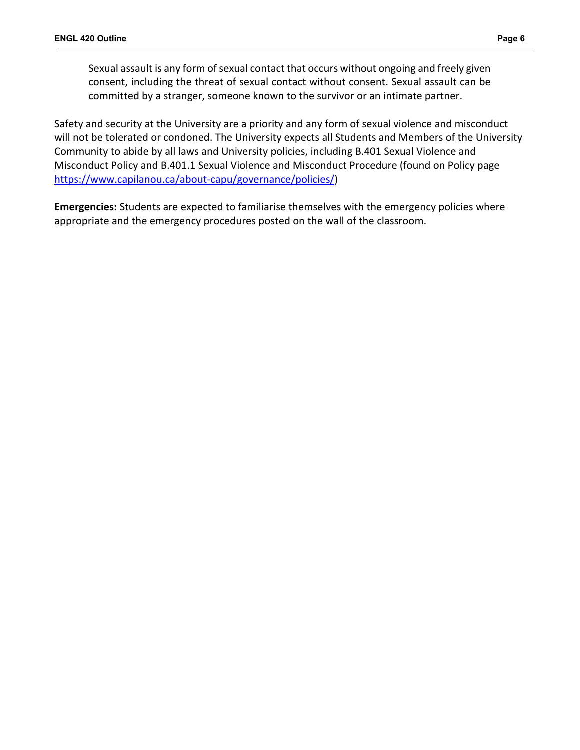> Sexual assault is any form of sexual contact that occurs without ongoing and freely given consent, including the threat of sexual contact without consent. Sexual assault can be committed by a stranger, someone known to the survivor or an intimate partner.

Safety and security at the University are a priority and any form of sexual violence and misconduct will not be tolerated or condoned. The University expects all Students and Members of the University Community to abide by all laws and University policies, including B.401 Sexual Violence and Misconduct Policy and B.401.1 Sexual Violence and Misconduct Procedure (found on Policy page [https://www.capilanou.ca/about-capu/governance/policies/](https://www.capilanou.ca/about-capu/governance/policies/))

**Emergencies:** Students are expected to familiarise themselves with the emergency policies where appropriate and the emergency procedures posted on the wall of the classroom.